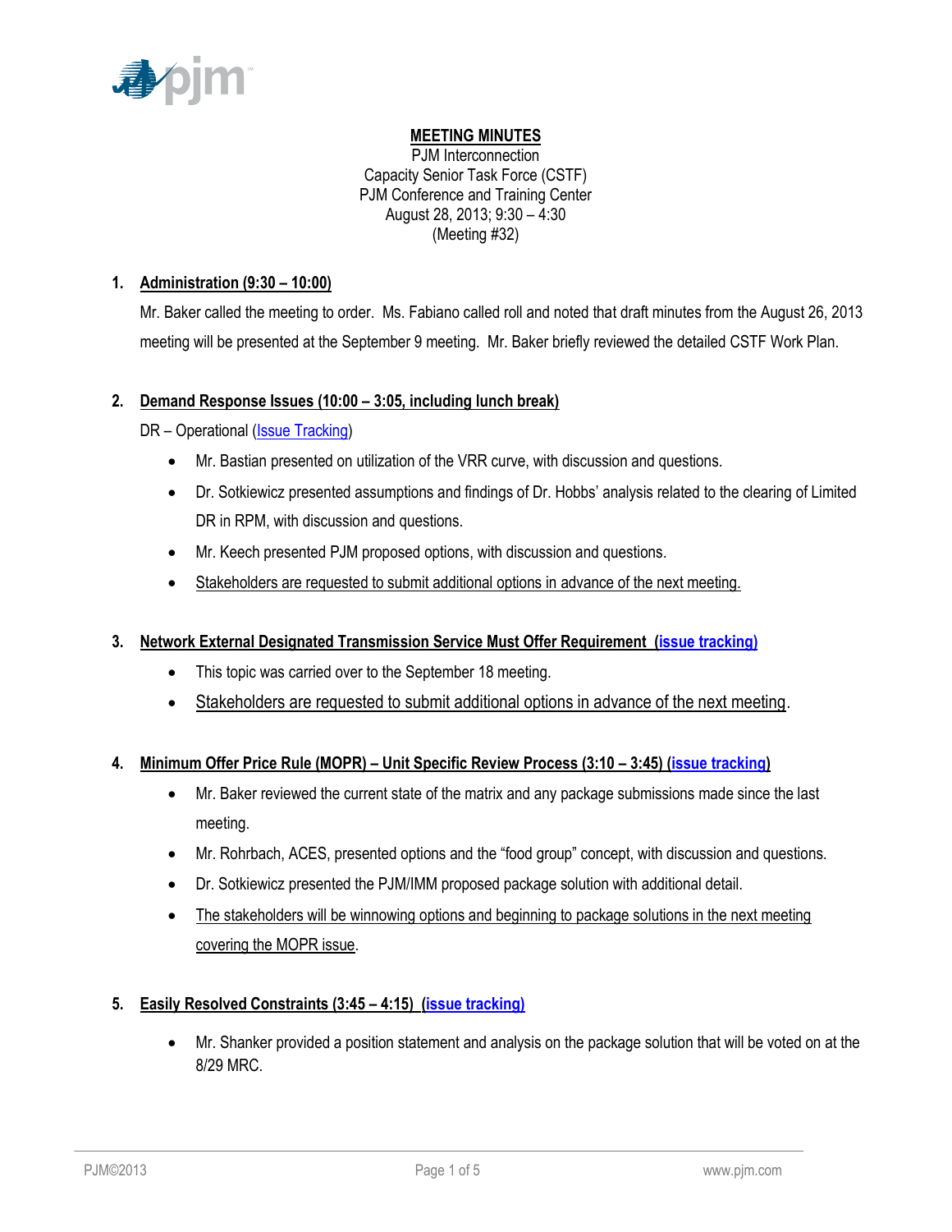**MEETING MINUTES**

PJM Interconnection
Capacity Senior Task Force (CSTF)
PJM Conference and Training Center
August 28, 2013; 9:30 – 4:30
(Meeting #32)

## 1. Administration (9:30 – 10:00)

Mr. Baker called the meeting to order. Ms. Fabiano called roll and noted that draft minutes from the August 26, 2013 meeting will be presented at the September 9 meeting. Mr. Baker briefly reviewed the detailed CSTF Work Plan.

## 2. Demand Response Issues (10:00 – 3:05, including lunch break)

DR – Operational (Issue Tracking)

- Mr. Bastian presented on utilization of the VRR curve, with discussion and questions.
- Dr. Sotkiewicz presented assumptions and findings of Dr. Hobbs' analysis related to the clearing of Limited DR in RPM, with discussion and questions.
- Mr. Keech presented PJM proposed options, with discussion and questions.
- Stakeholders are requested to submit additional options in advance of the next meeting.

## 3. Network External Designated Transmission Service Must Offer Requirement (issue tracking)

- This topic was carried over to the September 18 meeting.
- Stakeholders are requested to submit additional options in advance of the next meeting.

## 4. Minimum Offer Price Rule (MOPR) – Unit Specific Review Process (3:10 – 3:45) (issue tracking)

- Mr. Baker reviewed the current state of the matrix and any package submissions made since the last meeting.
- Mr. Rohrbach, ACES, presented options and the "food group" concept, with discussion and questions.
- Dr. Sotkiewicz presented the PJM/IMM proposed package solution with additional detail.
- The stakeholders will be winnowing options and beginning to package solutions in the next meeting covering the MOPR issue.

## 5. Easily Resolved Constraints (3:45 – 4:15) (issue tracking)

- Mr. Shanker provided a position statement and analysis on the package solution that will be voted on at the 8/29 MRC.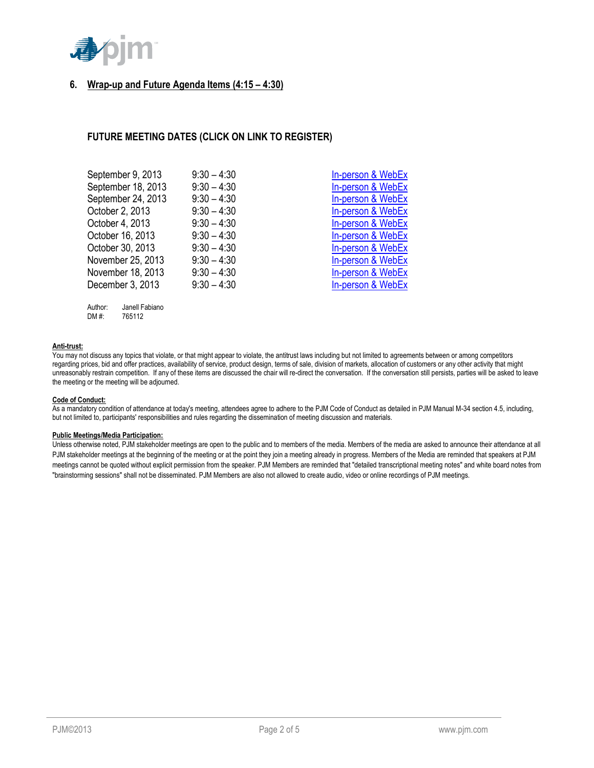### 6. Wrap-up and Future Agenda Items (4:15 – 4:30)

## FUTURE MEETING DATES (CLICK ON LINK TO REGISTER)

| | | |
|---|---|---|
| September 9, 2013 | 9:30 – 4:30 | In-person & WebEx |
| September 18, 2013 | 9:30 – 4:30 | In-person & WebEx |
| September 24, 2013 | 9:30 – 4:30 | In-person & WebEx |
| October 2, 2013 | 9:30 – 4:30 | In-person & WebEx |
| October 4, 2013 | 9:30 – 4:30 | In-person & WebEx |
| October 16, 2013 | 9:30 – 4:30 | In-person & WebEx |
| October 30, 2013 | 9:30 – 4:30 | In-person & WebEx |
| November 25, 2013 | 9:30 – 4:30 | In-person & WebEx |
| November 18, 2013 | 9:30 – 4:30 | In-person & WebEx |
| December 3, 2013 | 9:30 – 4:30 | In-person & WebEx |

Author: Janell Fabiano
DM #: 765112

**Anti-trust:**
You may not discuss any topics that violate, or that might appear to violate, the antitrust laws including but not limited to agreements between or among competitors regarding prices, bid and offer practices, availability of service, product design, terms of sale, division of markets, allocation of customers or any other activity that might unreasonably restrain competition. If any of these items are discussed the chair will re-direct the conversation. If the conversation still persists, parties will be asked to leave the meeting or the meeting will be adjourned.

**Code of Conduct:**
As a mandatory condition of attendance at today's meeting, attendees agree to adhere to the PJM Code of Conduct as detailed in PJM Manual M-34 section 4.5, including, but not limited to, participants' responsibilities and rules regarding the dissemination of meeting discussion and materials.

**Public Meetings/Media Participation:**
Unless otherwise noted, PJM stakeholder meetings are open to the public and to members of the media. Members of the media are asked to announce their attendance at all PJM stakeholder meetings at the beginning of the meeting or at the point they join a meeting already in progress. Members of the Media are reminded that speakers at PJM meetings cannot be quoted without explicit permission from the speaker. PJM Members are reminded that "detailed transcriptional meeting notes" and white board notes from "brainstorming sessions" shall not be disseminated. PJM Members are also not allowed to create audio, video or online recordings of PJM meetings.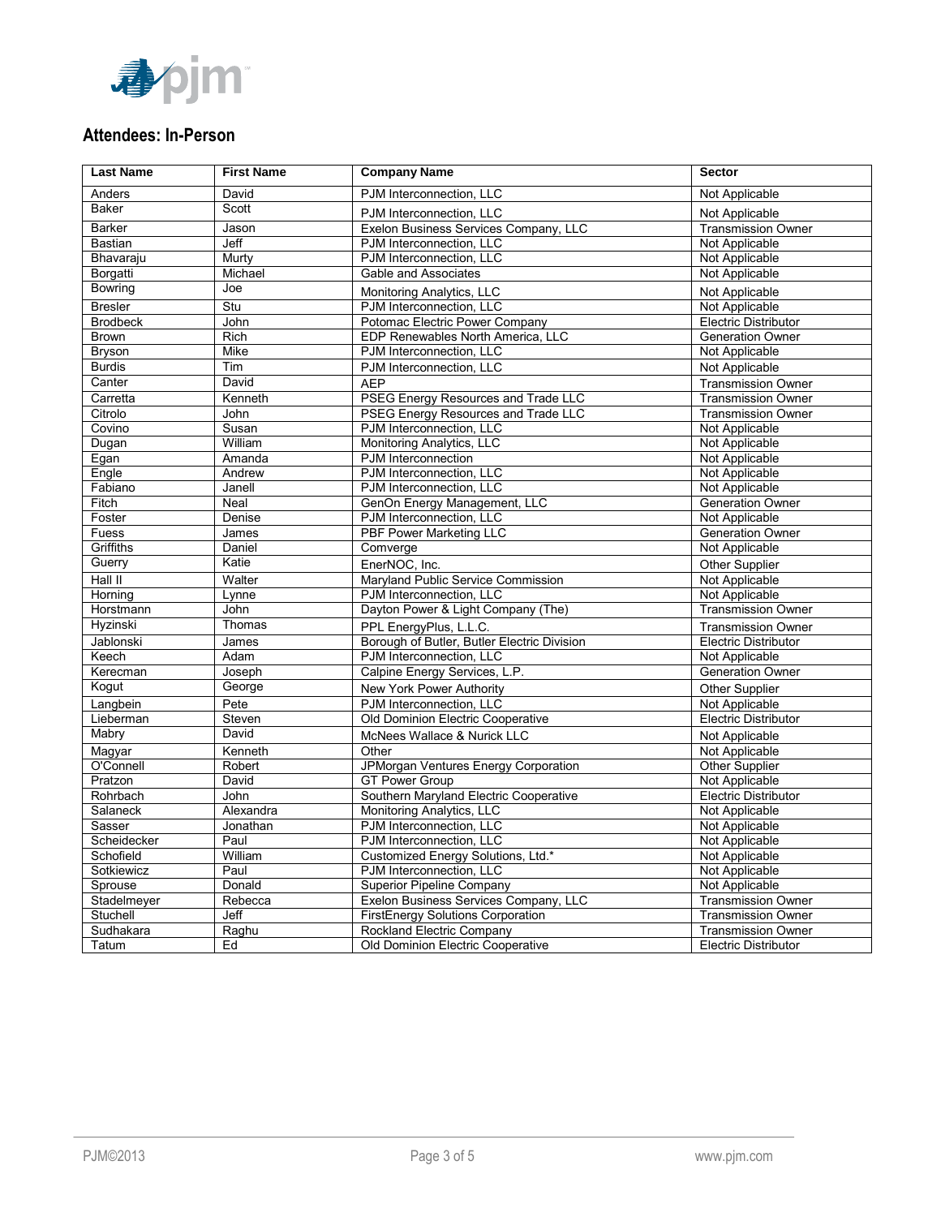## Attendees: In-Person

| Last Name | First Name | Company Name | Sector |
|---|---|---|---|
| Anders | David | PJM Interconnection, LLC | Not Applicable |
| Baker | Scott | PJM Interconnection, LLC | Not Applicable |
| Barker | Jason | Exelon Business Services Company, LLC | Transmission Owner |
| Bastian | Jeff | PJM Interconnection, LLC | Not Applicable |
| Bhavaraju | Murty | PJM Interconnection, LLC | Not Applicable |
| Borgatti | Michael | Gable and Associates | Not Applicable |
| Bowring | Joe | Monitoring Analytics, LLC | Not Applicable |
| Bresler | Stu | PJM Interconnection, LLC | Not Applicable |
| Brodbeck | John | Potomac Electric Power Company | Electric Distributor |
| Brown | Rich | EDP Renewables North America, LLC | Generation Owner |
| Bryson | Mike | PJM Interconnection, LLC | Not Applicable |
| Burdis | Tim | PJM Interconnection, LLC | Not Applicable |
| Canter | David | AEP | Transmission Owner |
| Carretta | Kenneth | PSEG Energy Resources and Trade LLC | Transmission Owner |
| Citrolo | John | PSEG Energy Resources and Trade LLC | Transmission Owner |
| Covino | Susan | PJM Interconnection, LLC | Not Applicable |
| Dugan | William | Monitoring Analytics, LLC | Not Applicable |
| Egan | Amanda | PJM Interconnection | Not Applicable |
| Engle | Andrew | PJM Interconnection, LLC | Not Applicable |
| Fabiano | Janell | PJM Interconnection, LLC | Not Applicable |
| Fitch | Neal | GenOn Energy Management, LLC | Generation Owner |
| Foster | Denise | PJM Interconnection, LLC | Not Applicable |
| Fuess | James | PBF Power Marketing LLC | Generation Owner |
| Griffiths | Daniel | Comverge | Not Applicable |
| Guerry | Katie | EnerNOC, Inc. | Other Supplier |
| Hall II | Walter | Maryland Public Service Commission | Not Applicable |
| Horning | Lynne | PJM Interconnection, LLC | Not Applicable |
| Horstmann | John | Dayton Power & Light Company (The) | Transmission Owner |
| Hyzinski | Thomas | PPL EnergyPlus, L.L.C. | Transmission Owner |
| Jablonski | James | Borough of Butler, Butler Electric Division | Electric Distributor |
| Keech | Adam | PJM Interconnection, LLC | Not Applicable |
| Kerecman | Joseph | Calpine Energy Services, L.P. | Generation Owner |
| Kogut | George | New York Power Authority | Other Supplier |
| Langbein | Pete | PJM Interconnection, LLC | Not Applicable |
| Lieberman | Steven | Old Dominion Electric Cooperative | Electric Distributor |
| Mabry | David | McNees Wallace & Nurick LLC | Not Applicable |
| Magyar | Kenneth | Other | Not Applicable |
| O'Connell | Robert | JPMorgan Ventures Energy Corporation | Other Supplier |
| Pratzon | David | GT Power Group | Not Applicable |
| Rohrbach | John | Southern Maryland Electric Cooperative | Electric Distributor |
| Salaneck | Alexandra | Monitoring Analytics, LLC | Not Applicable |
| Sasser | Jonathan | PJM Interconnection, LLC | Not Applicable |
| Scheidecker | Paul | PJM Interconnection, LLC | Not Applicable |
| Schofield | William | Customized Energy Solutions, Ltd.* | Not Applicable |
| Sotkiewicz | Paul | PJM Interconnection, LLC | Not Applicable |
| Sprouse | Donald | Superior Pipeline Company | Not Applicable |
| Stadelmeyer | Rebecca | Exelon Business Services Company, LLC | Transmission Owner |
| Stuchell | Jeff | FirstEnergy Solutions Corporation | Transmission Owner |
| Sudhakara | Raghu | Rockland Electric Company | Transmission Owner |
| Tatum | Ed | Old Dominion Electric Cooperative | Electric Distributor |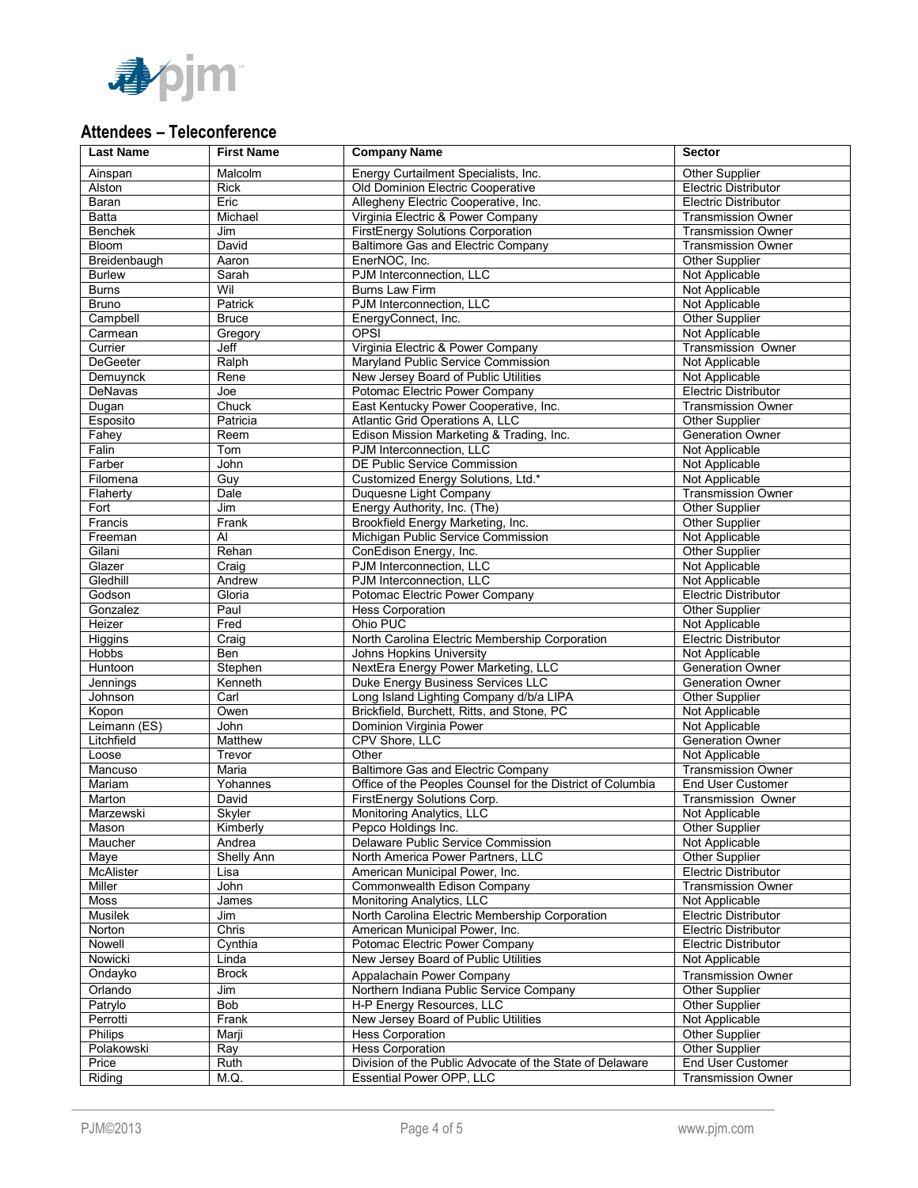## Attendees – Teleconference

| Last Name | First Name | Company Name | Sector |
|---|---|---|---|
| Ainspan | Malcolm | Energy Curtailment Specialists, Inc. | Other Supplier |
| Alston | Rick | Old Dominion Electric Cooperative | Electric Distributor |
| Baran | Eric | Allegheny Electric Cooperative, Inc. | Electric Distributor |
| Batta | Michael | Virginia Electric & Power Company | Transmission Owner |
| Benchek | Jim | FirstEnergy Solutions Corporation | Transmission Owner |
| Bloom | David | Baltimore Gas and Electric Company | Transmission Owner |
| Breidenbaugh | Aaron | EnerNOC, Inc. | Other Supplier |
| Burlew | Sarah | PJM Interconnection, LLC | Not Applicable |
| Burns | Wil | Burns Law Firm | Not Applicable |
| Bruno | Patrick | PJM Interconnection, LLC | Not Applicable |
| Campbell | Bruce | EnergyConnect, Inc. | Other Supplier |
| Carmean | Gregory | OPSI | Not Applicable |
| Currier | Jeff | Virginia Electric & Power Company | Transmission Owner |
| DeGeeter | Ralph | Maryland Public Service Commission | Not Applicable |
| Demuynck | Rene | New Jersey Board of Public Utilities | Not Applicable |
| DeNavas | Joe | Potomac Electric Power Company | Electric Distributor |
| Dugan | Chuck | East Kentucky Power Cooperative, Inc. | Transmission Owner |
| Esposito | Patricia | Atlantic Grid Operations A, LLC | Other Supplier |
| Fahey | Reem | Edison Mission Marketing & Trading, Inc. | Generation Owner |
| Falin | Tom | PJM Interconnection, LLC | Not Applicable |
| Farber | John | DE Public Service Commission | Not Applicable |
| Filomena | Guy | Customized Energy Solutions, Ltd.* | Not Applicable |
| Flaherty | Dale | Duquesne Light Company | Transmission Owner |
| Fort | Jim | Energy Authority, Inc. (The) | Other Supplier |
| Francis | Frank | Brookfield Energy Marketing, Inc. | Other Supplier |
| Freeman | Al | Michigan Public Service Commission | Not Applicable |
| Gilani | Rehan | ConEdison Energy, Inc. | Other Supplier |
| Glazer | Craig | PJM Interconnection, LLC | Not Applicable |
| Gledhill | Andrew | PJM Interconnection, LLC | Not Applicable |
| Godson | Gloria | Potomac Electric Power Company | Electric Distributor |
| Gonzalez | Paul | Hess Corporation | Other Supplier |
| Heizer | Fred | Ohio PUC | Not Applicable |
| Higgins | Craig | North Carolina Electric Membership Corporation | Electric Distributor |
| Hobbs | Ben | Johns Hopkins University | Not Applicable |
| Huntoon | Stephen | NextEra Energy Power Marketing, LLC | Generation Owner |
| Jennings | Kenneth | Duke Energy Business Services LLC | Generation Owner |
| Johnson | Carl | Long Island Lighting Company d/b/a LIPA | Other Supplier |
| Kopon | Owen | Brickfield, Burchett, Ritts, and Stone, PC | Not Applicable |
| Leimann (ES) | John | Dominion Virginia Power | Not Applicable |
| Litchfield | Matthew | CPV Shore, LLC | Generation Owner |
| Loose | Trevor | Other | Not Applicable |
| Mancuso | Maria | Baltimore Gas and Electric Company | Transmission Owner |
| Mariam | Yohannes | Office of the Peoples Counsel for the District of Columbia | End User Customer |
| Marton | David | FirstEnergy Solutions Corp. | Transmission Owner |
| Marzewski | Skyler | Monitoring Analytics, LLC | Not Applicable |
| Mason | Kimberly | Pepco Holdings Inc. | Other Supplier |
| Maucher | Andrea | Delaware Public Service Commission | Not Applicable |
| Maye | Shelly Ann | North America Power Partners, LLC | Other Supplier |
| McAlister | Lisa | American Municipal Power, Inc. | Electric Distributor |
| Miller | John | Commonwealth Edison Company | Transmission Owner |
| Moss | James | Monitoring Analytics, LLC | Not Applicable |
| Musilek | Jim | North Carolina Electric Membership Corporation | Electric Distributor |
| Norton | Chris | American Municipal Power, Inc. | Electric Distributor |
| Nowell | Cynthia | Potomac Electric Power Company | Electric Distributor |
| Nowicki | Linda | New Jersey Board of Public Utilities | Not Applicable |
| Ondayko | Brock | Appalachain Power Company | Transmission Owner |
| Orlando | Jim | Northern Indiana Public Service Company | Other Supplier |
| Patrylo | Bob | H-P Energy Resources, LLC | Other Supplier |
| Perrotti | Frank | New Jersey Board of Public Utilities | Not Applicable |
| Philips | Marji | Hess Corporation | Other Supplier |
| Polakowski | Ray | Hess Corporation | Other Supplier |
| Price | Ruth | Division of the Public Advocate of the State of Delaware | End User Customer |
| Riding | M.Q. | Essential Power OPP, LLC | Transmission Owner |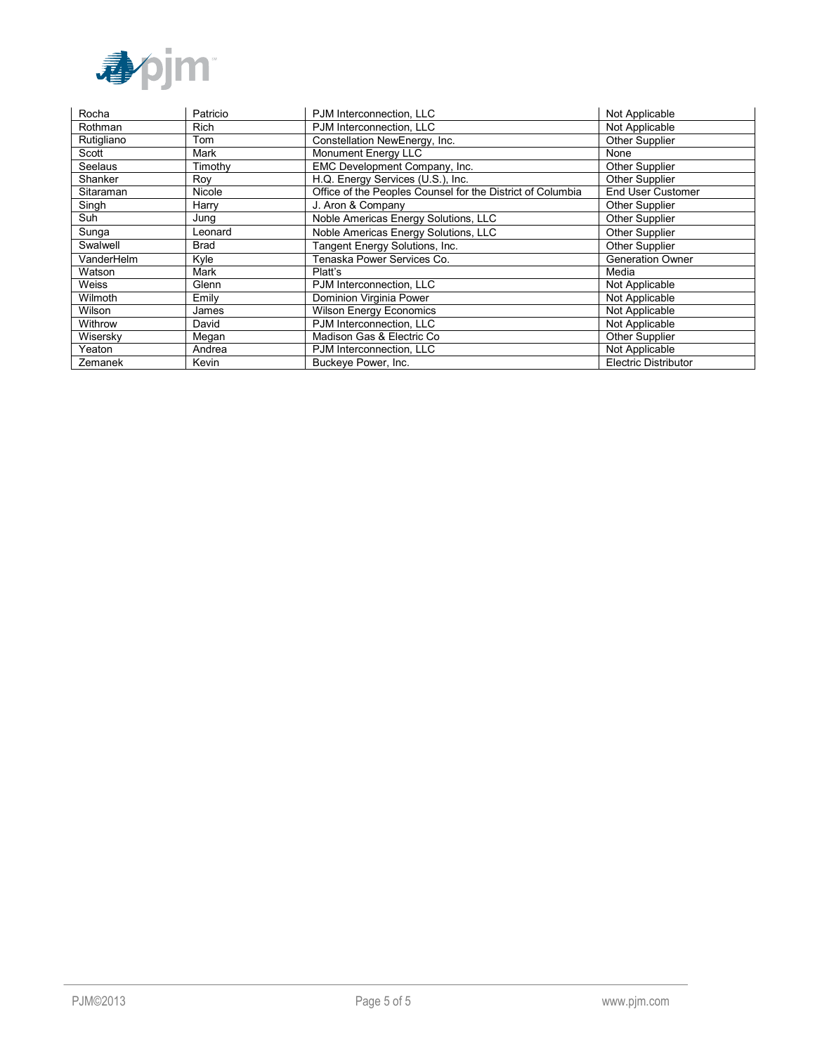| | | | |
|---|---|---|---|
| Rocha | Patricio | PJM Interconnection, LLC | Not Applicable |
| Rothman | Rich | PJM Interconnection, LLC | Not Applicable |
| Rutigliano | Tom | Constellation NewEnergy, Inc. | Other Supplier |
| Scott | Mark | Monument Energy LLC | None |
| Seelaus | Timothy | EMC Development Company, Inc. | Other Supplier |
| Shanker | Roy | H.Q. Energy Services (U.S.), Inc. | Other Supplier |
| Sitaraman | Nicole | Office of the Peoples Counsel for the District of Columbia | End User Customer |
| Singh | Harry | J. Aron & Company | Other Supplier |
| Suh | Jung | Noble Americas Energy Solutions, LLC | Other Supplier |
| Sunga | Leonard | Noble Americas Energy Solutions, LLC | Other Supplier |
| Swalwell | Brad | Tangent Energy Solutions, Inc. | Other Supplier |
| VanderHelm | Kyle | Tenaska Power Services Co. | Generation Owner |
| Watson | Mark | Platt's | Media |
| Weiss | Glenn | PJM Interconnection, LLC | Not Applicable |
| Wilmoth | Emily | Dominion Virginia Power | Not Applicable |
| Wilson | James | Wilson Energy Economics | Not Applicable |
| Withrow | David | PJM Interconnection, LLC | Not Applicable |
| Wisersky | Megan | Madison Gas & Electric Co | Other Supplier |
| Yeaton | Andrea | PJM Interconnection, LLC | Not Applicable |
| Zemanek | Kevin | Buckeye Power, Inc. | Electric Distributor |